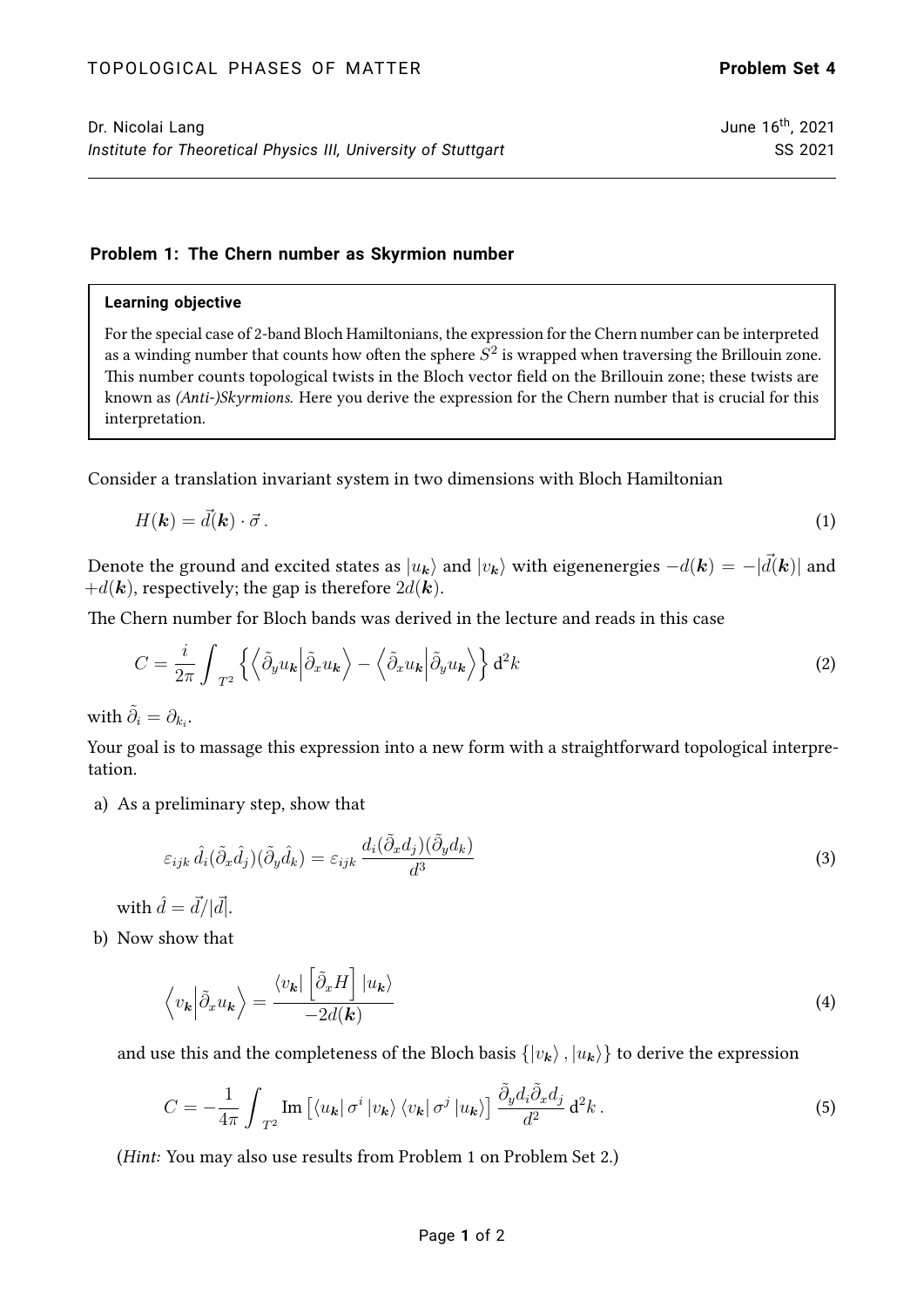TOPOLOGICAL PHASES OF MATTER **Problem Set 4**

Dr. Nicolai Lang June 16th, 2021
*Institute for Theoretical Physics III, University of Stuttgart* SS 2021

### Problem 1: The Chern number as Skyrmion number

> **Learning objective**
>
> For the special case of 2-band Bloch Hamiltonians, the expression for the Chern number can be interpreted as a winding number that counts how often the sphere $S^2$ is wrapped when traversing the Brillouin zone. This number counts topological twists in the Bloch vector field on the Brillouin zone; these twists are known as *(Anti-)Skyrmions*. Here you derive the expression for the Chern number that is crucial for this interpretation.

Consider a translation invariant system in two dimensions with Bloch Hamiltonian

$$H(\boldsymbol{k}) = \vec{d}(\boldsymbol{k}) \cdot \vec{\sigma}\,. \tag{1}$$

Denote the ground and excited states as $|u_{\boldsymbol{k}}\rangle$ and $|v_{\boldsymbol{k}}\rangle$ with eigenenergies $-d(\boldsymbol{k}) = -|\vec{d}(\boldsymbol{k})|$ and $+d(\boldsymbol{k})$, respectively; the gap is therefore $2d(\boldsymbol{k})$.

The Chern number for Bloch bands was derived in the lecture and reads in this case

$$C = \frac{i}{2\pi} \int_{T^2} \left\{ \left\langle \tilde{\partial}_y u_{\boldsymbol{k}} \middle| \tilde{\partial}_x u_{\boldsymbol{k}} \right\rangle - \left\langle \tilde{\partial}_x u_{\boldsymbol{k}} \middle| \tilde{\partial}_y u_{\boldsymbol{k}} \right\rangle \right\} \mathrm{d}^2 k \tag{2}$$

with $\tilde{\partial}_i = \partial_{k_i}$.

Your goal is to massage this expression into a new form with a straightforward topological interpretation.

a) As a preliminary step, show that

$$\varepsilon_{ijk}\, \hat{d}_i (\tilde{\partial}_x \hat{d}_j)(\tilde{\partial}_y \hat{d}_k) = \varepsilon_{ijk}\, \frac{d_i (\tilde{\partial}_x d_j)(\tilde{\partial}_y d_k)}{d^3} \tag{3}$$

with $\hat{d} = \vec{d}/|\vec{d}|$.

b) Now show that

$$\left\langle v_{\boldsymbol{k}} \middle| \tilde{\partial}_x u_{\boldsymbol{k}} \right\rangle = \frac{\langle v_{\boldsymbol{k}}| \left[ \tilde{\partial}_x H \right] |u_{\boldsymbol{k}}\rangle}{-2d(\boldsymbol{k})} \tag{4}$$

and use this and the completeness of the Bloch basis $\{|v_{\boldsymbol{k}}\rangle, |u_{\boldsymbol{k}}\rangle\}$ to derive the expression

$$C = -\frac{1}{4\pi} \int_{T^2} \mathrm{Im}\left[ \langle u_{\boldsymbol{k}}| \sigma^i |v_{\boldsymbol{k}}\rangle \langle v_{\boldsymbol{k}}| \sigma^j |u_{\boldsymbol{k}}\rangle \right] \frac{\tilde{\partial}_y d_i \tilde{\partial}_x d_j}{d^2}\, \mathrm{d}^2 k\,. \tag{5}$$

(*Hint:* You may also use results from Problem 1 on Problem Set 2.)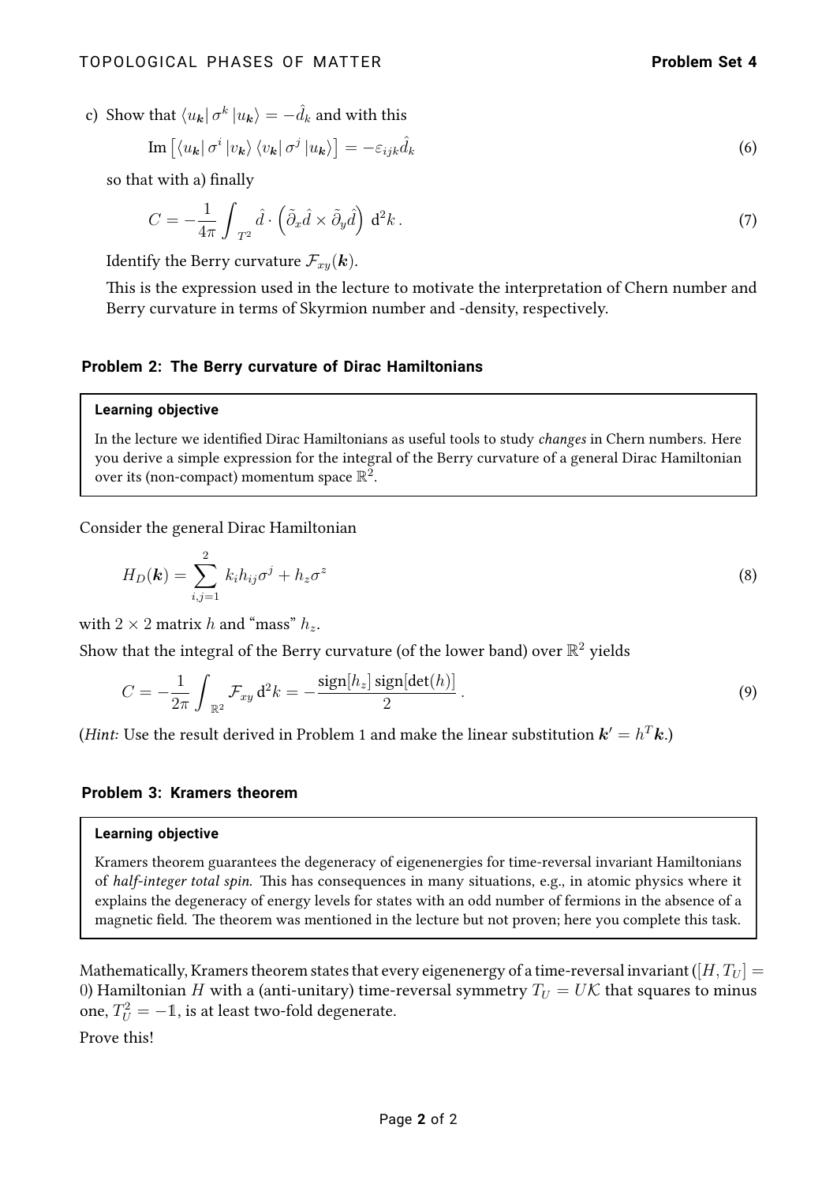c) Show that $\langle u_{\boldsymbol{k}}| \sigma^k |u_{\boldsymbol{k}}\rangle = -\hat{d}_k$ and with this

$$\mathrm{Im}\left[\langle u_{\boldsymbol{k}}| \sigma^i |v_{\boldsymbol{k}}\rangle \langle v_{\boldsymbol{k}}| \sigma^j |u_{\boldsymbol{k}}\rangle\right] = -\varepsilon_{ijk}\hat{d}_k \tag{6}$$

so that with a) finally

$$C = -\frac{1}{4\pi}\int_{T^2} \hat{d}\cdot\left(\tilde{\partial}_x\hat{d}\times\tilde{\partial}_y\hat{d}\right)\,\mathrm{d}^2k\,. \tag{7}$$

Identify the Berry curvature $\mathcal{F}_{xy}(\boldsymbol{k})$.

This is the expression used in the lecture to motivate the interpretation of Chern number and Berry curvature in terms of Skyrmion number and -density, respectively.

## Problem 2: The Berry curvature of Dirac Hamiltonians

**Learning objective**

In the lecture we identified Dirac Hamiltonians as useful tools to study *changes* in Chern numbers. Here you derive a simple expression for the integral of the Berry curvature of a general Dirac Hamiltonian over its (non-compact) momentum space $\mathbb{R}^2$.

Consider the general Dirac Hamiltonian

$$H_D(\boldsymbol{k}) = \sum_{i,j=1}^{2} k_i h_{ij}\sigma^j + h_z\sigma^z \tag{8}$$

with $2\times 2$ matrix $h$ and "mass" $h_z$.

Show that the integral of the Berry curvature (of the lower band) over $\mathbb{R}^2$ yields

$$C = -\frac{1}{2\pi}\int_{\mathbb{R}^2}\mathcal{F}_{xy}\,\mathrm{d}^2k = -\frac{\mathrm{sign}[h_z]\,\mathrm{sign}[\det(h)]}{2}\,. \tag{9}$$

(*Hint:* Use the result derived in Problem 1 and make the linear substitution $\boldsymbol{k}' = h^T\boldsymbol{k}$.)

## Problem 3: Kramers theorem

**Learning objective**

Kramers theorem guarantees the degeneracy of eigenenergies for time-reversal invariant Hamiltonians of *half-integer total spin*. This has consequences in many situations, e.g., in atomic physics where it explains the degeneracy of energy levels for states with an odd number of fermions in the absence of a magnetic field. The theorem was mentioned in the lecture but not proven; here you complete this task.

Mathematically, Kramers theorem states that every eigenenergy of a time-reversal invariant ($[H, T_U] = 0$) Hamiltonian $H$ with a (anti-unitary) time-reversal symmetry $T_U = U\mathcal{K}$ that squares to minus one, $T_U^2 = -\mathbb{1}$, is at least two-fold degenerate.

Prove this!